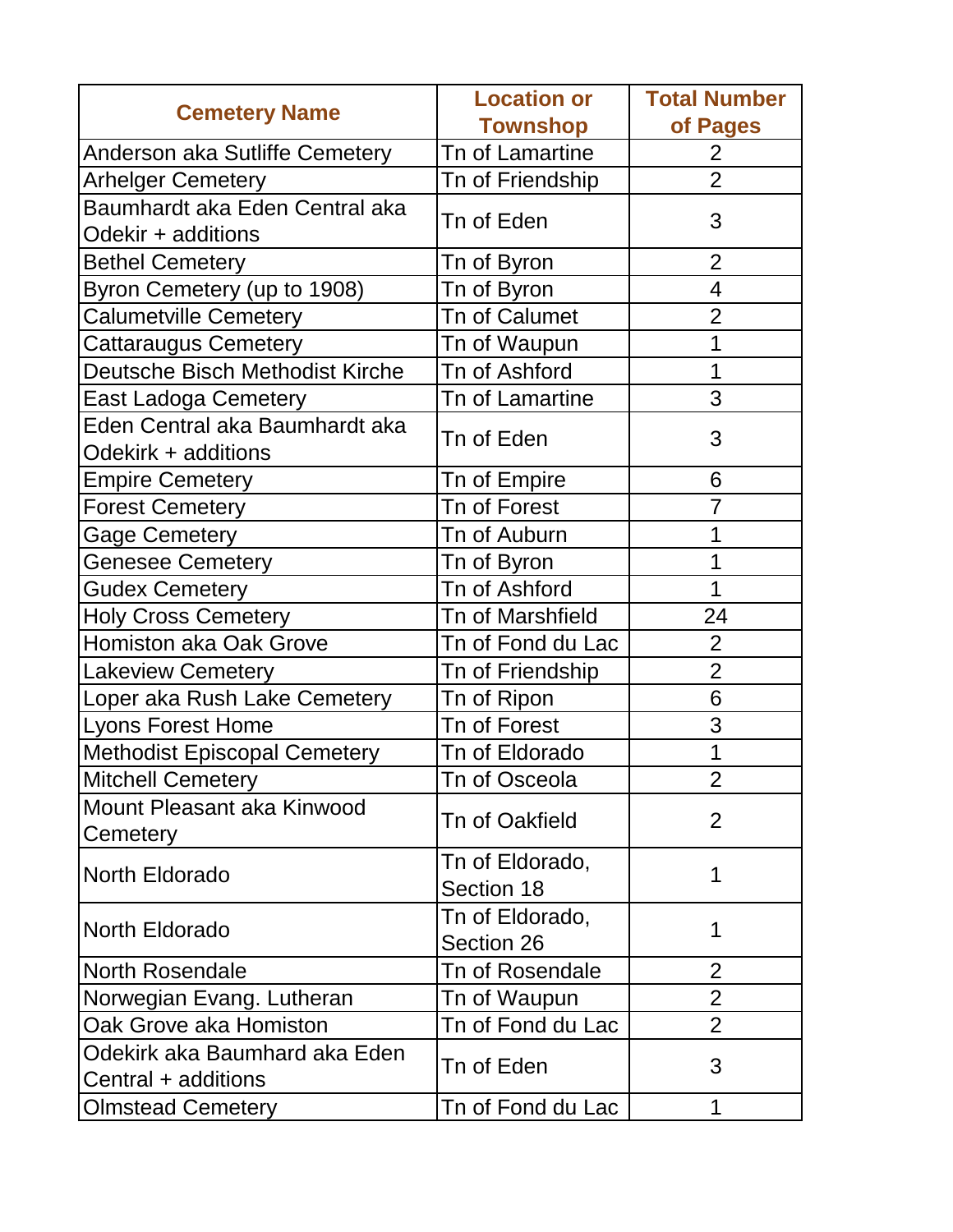| Cemetery Name | Location or Townshop | Total Number of Pages |
|---|---|---|
| Anderson aka Sutliffe Cemetery | Tn of Lamartine | 2 |
| Arhelger Cemetery | Tn of Friendship | 2 |
| Baumhardt aka Eden Central aka Odekir + additions | Tn of Eden | 3 |
| Bethel Cemetery | Tn of Byron | 2 |
| Byron Cemetery (up to 1908) | Tn of Byron | 4 |
| Calumetville Cemetery | Tn of Calumet | 2 |
| Cattaraugus Cemetery | Tn of Waupun | 1 |
| Deutsche Bisch Methodist Kirche | Tn of Ashford | 1 |
| East Ladoga Cemetery | Tn of Lamartine | 3 |
| Eden Central aka Baumhardt aka Odekirk + additions | Tn of Eden | 3 |
| Empire Cemetery | Tn of Empire | 6 |
| Forest Cemetery | Tn of Forest | 7 |
| Gage Cemetery | Tn of Auburn | 1 |
| Genesee Cemetery | Tn of Byron | 1 |
| Gudex Cemetery | Tn of Ashford | 1 |
| Holy Cross Cemetery | Tn of Marshfield | 24 |
| Homiston aka Oak Grove | Tn of Fond du Lac | 2 |
| Lakeview Cemetery | Tn of Friendship | 2 |
| Loper aka Rush Lake Cemetery | Tn of Ripon | 6 |
| Lyons Forest Home | Tn of Forest | 3 |
| Methodist Episcopal Cemetery | Tn of Eldorado | 1 |
| Mitchell Cemetery | Tn of Osceola | 2 |
| Mount Pleasant aka Kinwood Cemetery | Tn of Oakfield | 2 |
| North Eldorado | Tn of Eldorado, Section 18 | 1 |
| North Eldorado | Tn of Eldorado, Section 26 | 1 |
| North Rosendale | Tn of Rosendale | 2 |
| Norwegian Evang. Lutheran | Tn of Waupun | 2 |
| Oak Grove aka Homiston | Tn of Fond du Lac | 2 |
| Odekirk aka Baumhard aka Eden Central + additions | Tn of Eden | 3 |
| Olmstead Cemetery | Tn of Fond du Lac | 1 |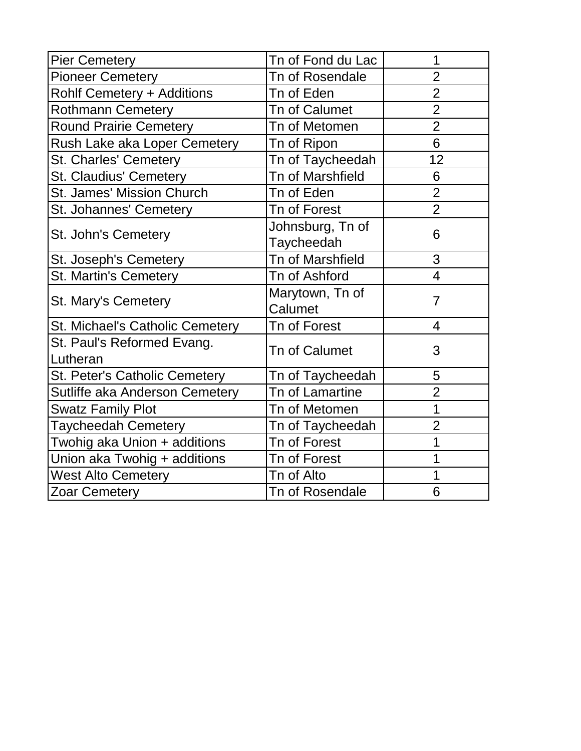| | | |
|---|---|---|
| Pier Cemetery | Tn of Fond du Lac | 1 |
| Pioneer Cemetery | Tn of Rosendale | 2 |
| Rohlf Cemetery + Additions | Tn of Eden | 2 |
| Rothmann Cemetery | Tn of Calumet | 2 |
| Round Prairie Cemetery | Tn of Metomen | 2 |
| Rush Lake aka Loper Cemetery | Tn of Ripon | 6 |
| St. Charles' Cemetery | Tn of Taycheedah | 12 |
| St. Claudius' Cemetery | Tn of Marshfield | 6 |
| St. James' Mission Church | Tn of Eden | 2 |
| St. Johannes' Cemetery | Tn of Forest | 2 |
| St. John's Cemetery | Johnsburg, Tn of Taycheedah | 6 |
| St. Joseph's Cemetery | Tn of Marshfield | 3 |
| St. Martin's Cemetery | Tn of Ashford | 4 |
| St. Mary's Cemetery | Marytown, Tn of Calumet | 7 |
| St. Michael's Catholic Cemetery | Tn of Forest | 4 |
| St. Paul's Reformed Evang. Lutheran | Tn of Calumet | 3 |
| St. Peter's Catholic Cemetery | Tn of Taycheedah | 5 |
| Sutliffe aka Anderson Cemetery | Tn of Lamartine | 2 |
| Swatz Family Plot | Tn of Metomen | 1 |
| Taycheedah Cemetery | Tn of Taycheedah | 2 |
| Twohig aka Union + additions | Tn of Forest | 1 |
| Union aka Twohig + additions | Tn of Forest | 1 |
| West Alto Cemetery | Tn of Alto | 1 |
| Zoar Cemetery | Tn of Rosendale | 6 |